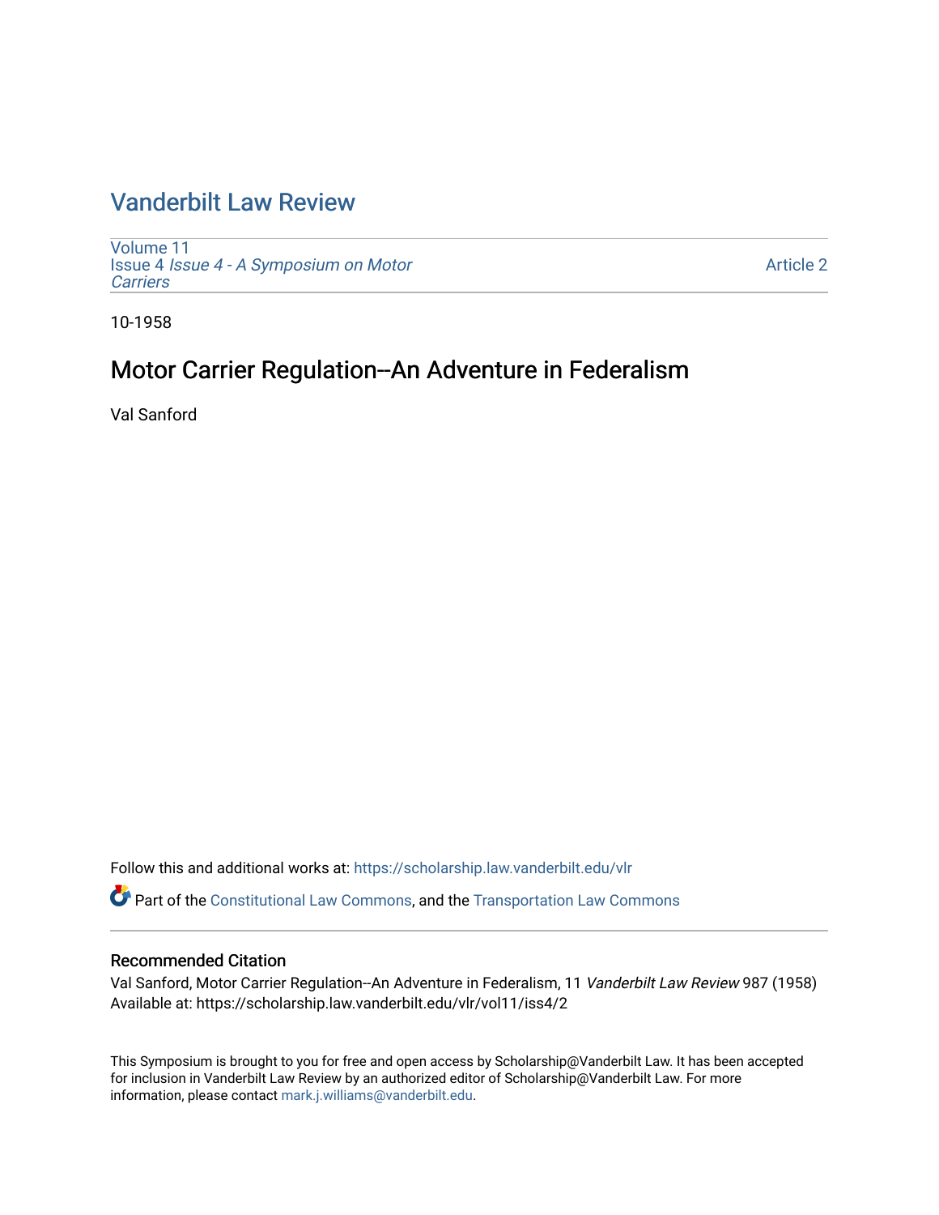# Vanderbilt Law Review

Volume 11
Issue 4 *Issue 4 - A Symposium on Motor Carriers*

Article 2

10-1958

## Motor Carrier Regulation--An Adventure in Federalism

Val Sanford

Follow this and additional works at: https://scholarship.law.vanderbilt.edu/vlr

Part of the Constitutional Law Commons, and the Transportation Law Commons

### Recommended Citation

Val Sanford, Motor Carrier Regulation--An Adventure in Federalism, 11 *Vanderbilt Law Review* 987 (1958)
Available at: https://scholarship.law.vanderbilt.edu/vlr/vol11/iss4/2

This Symposium is brought to you for free and open access by Scholarship@Vanderbilt Law. It has been accepted for inclusion in Vanderbilt Law Review by an authorized editor of Scholarship@Vanderbilt Law. For more information, please contact mark.j.williams@vanderbilt.edu.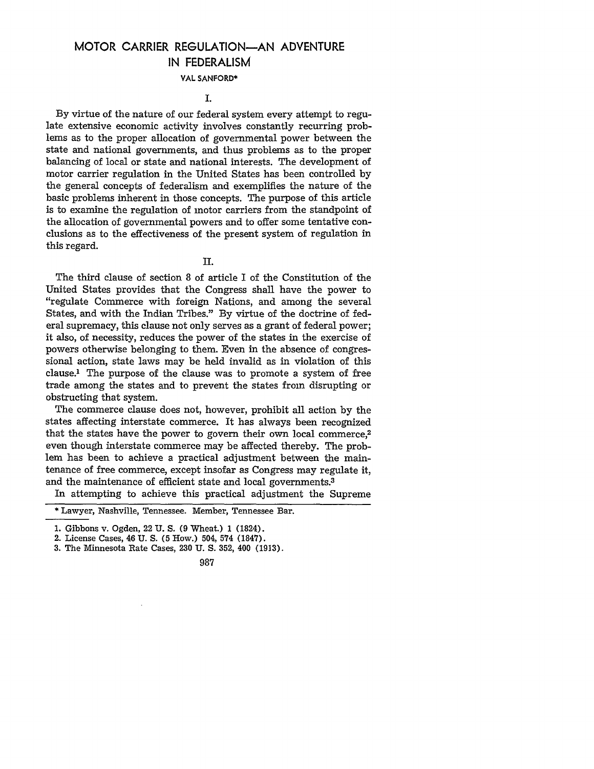# MOTOR CARRIER REGULATION—AN ADVENTURE IN FEDERALISM

VAL SANFORD*

## I.

By virtue of the nature of our federal system every attempt to regulate extensive economic activity involves constantly recurring problems as to the proper allocation of governmental power between the state and national governments, and thus problems as to the proper balancing of local or state and national interests. The development of motor carrier regulation in the United States has been controlled by the general concepts of federalism and exemplifies the nature of the basic problems inherent in those concepts. The purpose of this article is to examine the regulation of motor carriers from the standpoint of the allocation of governmental powers and to offer some tentative conclusions as to the effectiveness of the present system of regulation in this regard.

## II.

The third clause of section 8 of article I of the Constitution of the United States provides that the Congress shall have the power to "regulate Commerce with foreign Nations, and among the several States, and with the Indian Tribes." By virtue of the doctrine of federal supremacy, this clause not only serves as a grant of federal power; it also, of necessity, reduces the power of the states in the exercise of powers otherwise belonging to them. Even in the absence of congressional action, state laws may be held invalid as in violation of this clause.[1] The purpose of the clause was to promote a system of free trade among the states and to prevent the states from disrupting or obstructing that system.

The commerce clause does not, however, prohibit all action by the states affecting interstate commerce. It has always been recognized that the states have the power to govern their own local commerce,[2] even though interstate commerce may be affected thereby. The problem has been to achieve a practical adjustment between the maintenance of free commerce, except insofar as Congress may regulate it, and the maintenance of efficient state and local governments.[3]

In attempting to achieve this practical adjustment the Supreme

---

\* Lawyer, Nashville, Tennessee. Member, Tennessee Bar.

1. Gibbons v. Ogden, 22 U. S. (9 Wheat.) 1 (1824).
2. License Cases, 46 U. S. (5 How.) 504, 574 (1847).
3. The Minnesota Rate Cases, 230 U. S. 352, 400 (1913).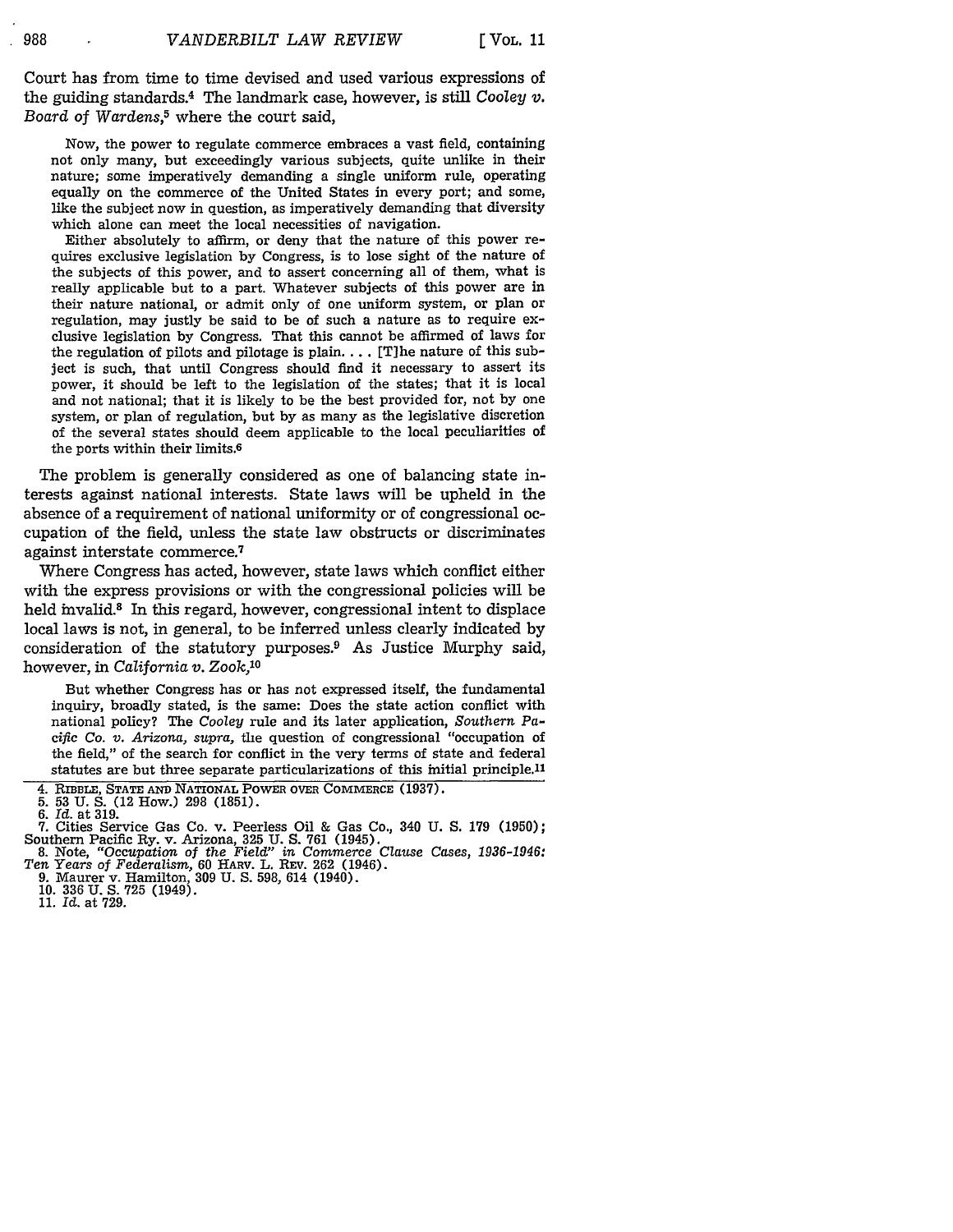Court has from time to time devised and used various expressions of the guiding standards.[4] The landmark case, however, is still *Cooley v. Board of Wardens*,[5] where the court said,

> Now, the power to regulate commerce embraces a vast field, containing not only many, but exceedingly various subjects, quite unlike in their nature; some imperatively demanding a single uniform rule, operating equally on the commerce of the United States in every port; and some, like the subject now in question, as imperatively demanding that diversity which alone can meet the local necessities of navigation.
>
> Either absolutely to affirm, or deny that the nature of this power requires exclusive legislation by Congress, is to lose sight of the nature of the subjects of this power, and to assert concerning all of them, what is really applicable but to a part. Whatever subjects of this power are in their nature national, or admit only of one uniform system, or plan or regulation, may justly be said to be of such a nature as to require exclusive legislation by Congress. That this cannot be affirmed of laws for the regulation of pilots and pilotage is plain. . . . [T]he nature of this subject is such, that until Congress should find it necessary to assert its power, it should be left to the legislation of the states; that it is local and not national; that it is likely to be the best provided for, not by one system, or plan of regulation, but by as many as the legislative discretion of the several states should deem applicable to the local peculiarities of the ports within their limits.[6]

The problem is generally considered as one of balancing state interests against national interests. State laws will be upheld in the absence of a requirement of national uniformity or of congressional occupation of the field, unless the state law obstructs or discriminates against interstate commerce.[7]

Where Congress has acted, however, state laws which conflict either with the express provisions or with the congressional policies will be held invalid.[8] In this regard, however, congressional intent to displace local laws is not, in general, to be inferred unless clearly indicated by consideration of the statutory purposes.[9] As Justice Murphy said, however, in *California v. Zook*,[10]

> But whether Congress has or has not expressed itself, the fundamental inquiry, broadly stated, is the same: Does the state action conflict with national policy? The *Cooley* rule and its later application, *Southern Pacific Co. v. Arizona, supra*, the question of congressional "occupation of the field," of the search for conflict in the very terms of state and federal statutes are but three separate particularizations of this initial principle.[11]

---

4. RIBBLE, STATE AND NATIONAL POWER OVER COMMERCE (1937).
5. 53 U. S. (12 How.) 298 (1851).
6. *Id.* at 319.
7. Cities Service Gas Co. v. Peerless Oil & Gas Co., 340 U. S. 179 (1950); Southern Pacific Ry. v. Arizona, 325 U. S. 761 (1945).
8. Note, *"Occupation of the Field" in Commerce Clause Cases, 1936-1946: Ten Years of Federalism*, 60 HARV. L. REV. 262 (1946).
9. Maurer v. Hamilton, 309 U. S. 598, 614 (1940).
10. 336 U. S. 725 (1949).
11. *Id.* at 729.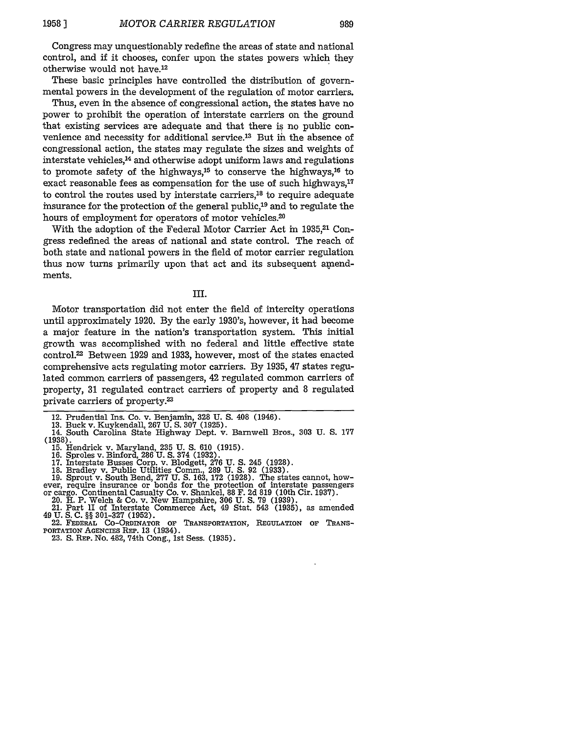Congress may unquestionably redefine the areas of state and national control, and if it chooses, confer upon the states powers which they otherwise would not have.[12]

These basic principles have controlled the distribution of governmental powers in the development of the regulation of motor carriers.

Thus, even in the absence of congressional action, the states have no power to prohibit the operation of interstate carriers on the ground that existing services are adequate and that there is no public convenience and necessity for additional service.[13] But in the absence of congressional action, the states may regulate the sizes and weights of interstate vehicles,[14] and otherwise adopt uniform laws and regulations to promote safety of the highways,[15] to conserve the highways,[16] to exact reasonable fees as compensation for the use of such highways,[17] to control the routes used by interstate carriers,[18] to require adequate insurance for the protection of the general public,[19] and to regulate the hours of employment for operators of motor vehicles.[20]

With the adoption of the Federal Motor Carrier Act in 1935,[21] Congress redefined the areas of national and state control. The reach of both state and national powers in the field of motor carrier regulation thus now turns primarily upon that act and its subsequent amendments.

## III.

Motor transportation did not enter the field of intercity operations until approximately 1920. By the early 1930's, however, it had become a major feature in the nation's transportation system. This initial growth was accomplished with no federal and little effective state control.[22] Between 1929 and 1933, however, most of the states enacted comprehensive acts regulating motor carriers. By 1935, 47 states regulated common carriers of passengers, 42 regulated common carriers of property, 31 regulated contract carriers of property and 8 regulated private carriers of property.[23]

---

12. Prudential Ins. Co. v. Benjamin, 328 U. S. 408 (1946).
13. Buck v. Kuykendall, 267 U. S. 307 (1925).
14. South Carolina State Highway Dept. v. Barnwell Bros., 303 U. S. 177 (1938).
15. Hendrick v. Maryland, 235 U. S. 610 (1915).
16. Sproles v. Binford, 286 U. S. 374 (1932).
17. Interstate Busses Corp. v. Blodgett, 276 U. S. 245 (1928).
18. Bradley v. Public Utilities Comm., 289 U. S. 92 (1933).
19. Sprout v. South Bend, 277 U. S. 163, 172 (1928). The states cannot, however, require insurance or bonds for the protection of interstate passengers or cargo. Continental Casualty Co. v. Shankel, 88 F. 2d 819 (10th Cir. 1937).
20. H. P. Welch & Co. v. New Hampshire, 306 U. S. 79 (1939).
21. Part II of Interstate Commerce Act, 49 Stat. 543 (1935), as amended 49 U. S. C. §§ 301-327 (1952).
22. FEDERAL CO-ORDINATOR OF TRANSPORTATION, REGULATION OF TRANSPORTATION AGENCIES REP. 13 (1934).
23. S. REP. No. 482, 74th Cong., 1st Sess. (1935).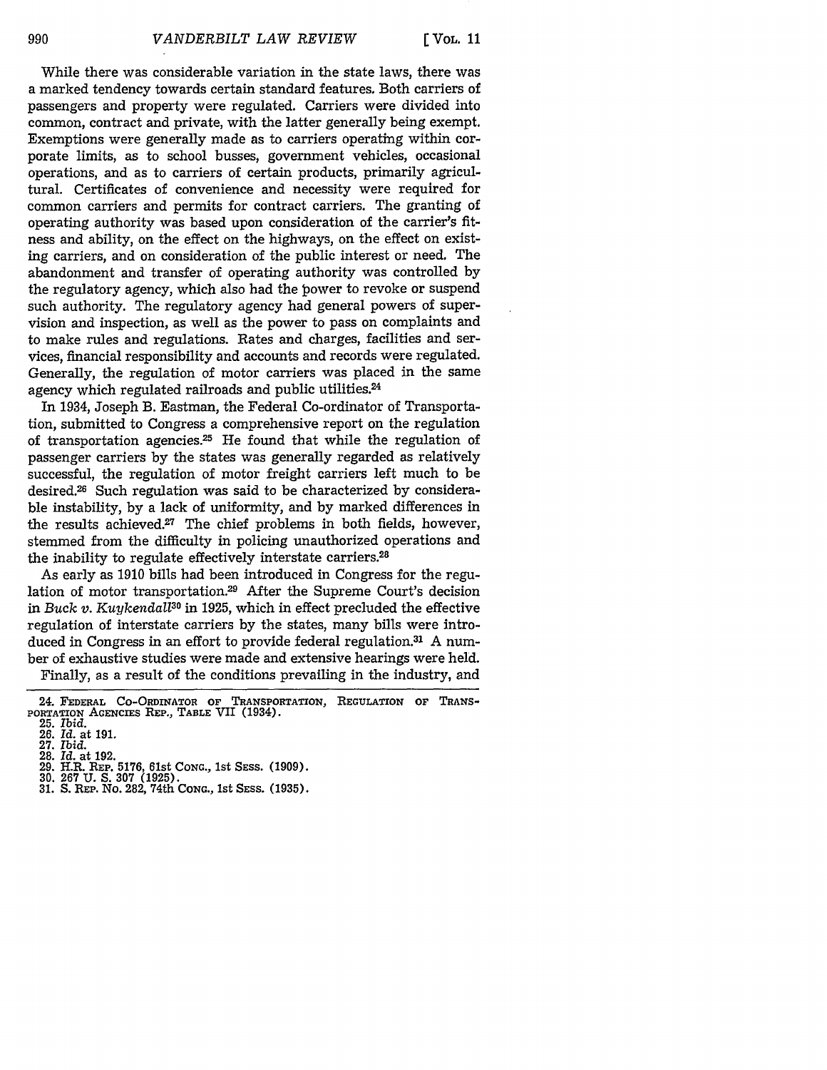While there was considerable variation in the state laws, there was a marked tendency towards certain standard features. Both carriers of passengers and property were regulated. Carriers were divided into common, contract and private, with the latter generally being exempt. Exemptions were generally made as to carriers operating within corporate limits, as to school busses, government vehicles, occasional operations, and as to carriers of certain products, primarily agricultural. Certificates of convenience and necessity were required for common carriers and permits for contract carriers. The granting of operating authority was based upon consideration of the carrier's fitness and ability, on the effect on the highways, on the effect on existing carriers, and on consideration of the public interest or need. The abandonment and transfer of operating authority was controlled by the regulatory agency, which also had the power to revoke or suspend such authority. The regulatory agency had general powers of supervision and inspection, as well as the power to pass on complaints and to make rules and regulations. Rates and charges, facilities and services, financial responsibility and accounts and records were regulated. Generally, the regulation of motor carriers was placed in the same agency which regulated railroads and public utilities.[24]

In 1934, Joseph B. Eastman, the Federal Co-ordinator of Transportation, submitted to Congress a comprehensive report on the regulation of transportation agencies.[25] He found that while the regulation of passenger carriers by the states was generally regarded as relatively successful, the regulation of motor freight carriers left much to be desired.[26] Such regulation was said to be characterized by considerable instability, by a lack of uniformity, and by marked differences in the results achieved.[27] The chief problems in both fields, however, stemmed from the difficulty in policing unauthorized operations and the inability to regulate effectively interstate carriers.[28]

As early as 1910 bills had been introduced in Congress for the regulation of motor transportation.[29] After the Supreme Court's decision in *Buck v. Kuykendall*[30] in 1925, which in effect precluded the effective regulation of interstate carriers by the states, many bills were introduced in Congress in an effort to provide federal regulation.[31] A number of exhaustive studies were made and extensive hearings were held.

Finally, as a result of the conditions prevailing in the industry, and

---

24. FEDERAL CO-ORDINATOR OF TRANSPORTATION, REGULATION OF TRANSPORTATION AGENCIES REP., TABLE VII (1934).
25. *Ibid.*
26. *Id.* at 191.
27. *Ibid.*
28. *Id.* at 192.
29. H.R. REP. 5176, 61st CONG., 1st SESS. (1909).
30. 267 U. S. 307 (1925).
31. S. REP. No. 282, 74th CONG., 1st SESS. (1935).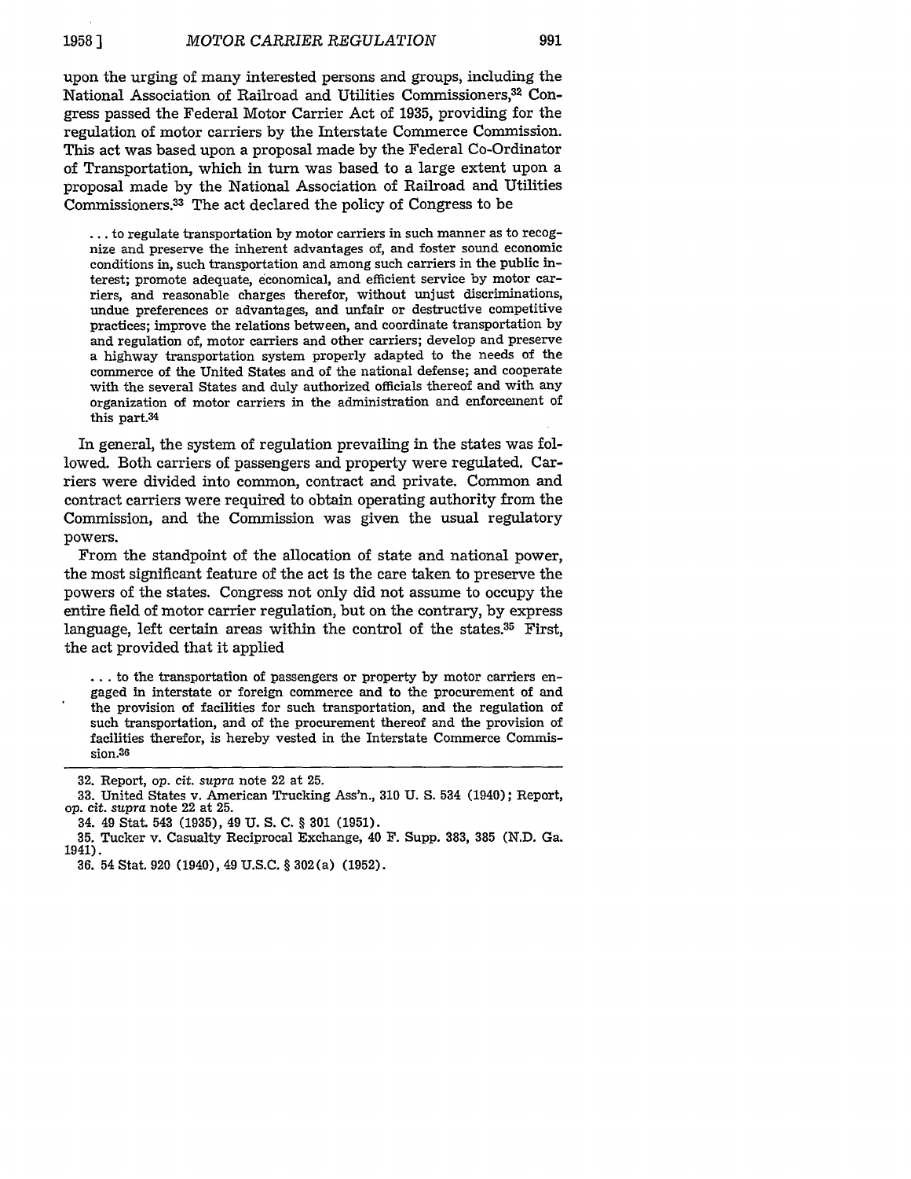upon the urging of many interested persons and groups, including the National Association of Railroad and Utilities Commissioners,[32] Congress passed the Federal Motor Carrier Act of 1935, providing for the regulation of motor carriers by the Interstate Commerce Commission. This act was based upon a proposal made by the Federal Co-Ordinator of Transportation, which in turn was based to a large extent upon a proposal made by the National Association of Railroad and Utilities Commissioners.[33] The act declared the policy of Congress to be

> . . . to regulate transportation by motor carriers in such manner as to recognize and preserve the inherent advantages of, and foster sound economic conditions in, such transportation and among such carriers in the public interest; promote adequate, economical, and efficient service by motor carriers, and reasonable charges therefor, without unjust discriminations, undue preferences or advantages, and unfair or destructive competitive practices; improve the relations between, and coordinate transportation by and regulation of, motor carriers and other carriers; develop and preserve a highway transportation system properly adapted to the needs of the commerce of the United States and of the national defense; and cooperate with the several States and duly authorized officials thereof and with any organization of motor carriers in the administration and enforcement of this part.[34]

In general, the system of regulation prevailing in the states was followed. Both carriers of passengers and property were regulated. Carriers were divided into common, contract and private. Common and contract carriers were required to obtain operating authority from the Commission, and the Commission was given the usual regulatory powers.

From the standpoint of the allocation of state and national power, the most significant feature of the act is the care taken to preserve the powers of the states. Congress not only did not assume to occupy the entire field of motor carrier regulation, but on the contrary, by express language, left certain areas within the control of the states.[35] First, the act provided that it applied

> . . . to the transportation of passengers or property by motor carriers engaged in interstate or foreign commerce and to the procurement of and the provision of facilities for such transportation, and the regulation of such transportation, and of the procurement thereof and the provision of facilities therefor, is hereby vested in the Interstate Commerce Commission.[36]

---

32. Report, *op. cit. supra* note 22 at 25.

33. United States v. American Trucking Ass'n., 310 U. S. 534 (1940); Report, *op. cit. supra* note 22 at 25.

34. 49 Stat. 543 (1935), 49 U. S. C. § 301 (1951).

35. Tucker v. Casualty Reciprocal Exchange, 40 F. Supp. 383, 385 (N.D. Ga. 1941).

36. 54 Stat. 920 (1940), 49 U.S.C. § 302(a) (1952).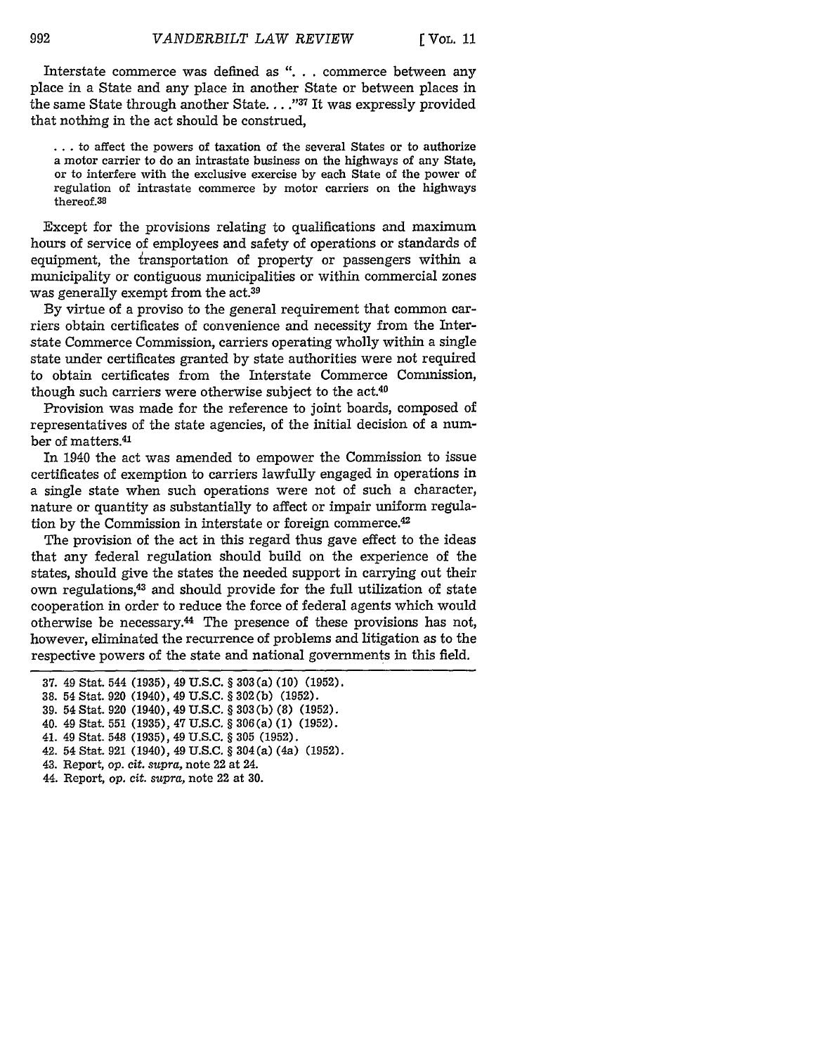Interstate commerce was defined as ". . . commerce between any place in a State and any place in another State or between places in the same State through another State. . . ."[37] It was expressly provided that nothing in the act should be construed,

> . . . to affect the powers of taxation of the several States or to authorize a motor carrier to do an intrastate business on the highways of any State, or to interfere with the exclusive exercise by each State of the power of regulation of intrastate commerce by motor carriers on the highways thereof.[38]

Except for the provisions relating to qualifications and maximum hours of service of employees and safety of operations or standards of equipment, the transportation of property or passengers within a municipality or contiguous municipalities or within commercial zones was generally exempt from the act.[39]

By virtue of a proviso to the general requirement that common carriers obtain certificates of convenience and necessity from the Interstate Commerce Commission, carriers operating wholly within a single state under certificates granted by state authorities were not required to obtain certificates from the Interstate Commerce Commission, though such carriers were otherwise subject to the act.[40]

Provision was made for the reference to joint boards, composed of representatives of the state agencies, of the initial decision of a number of matters.[41]

In 1940 the act was amended to empower the Commission to issue certificates of exemption to carriers lawfully engaged in operations in a single state when such operations were not of such a character, nature or quantity as substantially to affect or impair uniform regulation by the Commission in interstate or foreign commerce.[42]

The provision of the act in this regard thus gave effect to the ideas that any federal regulation should build on the experience of the states, should give the states the needed support in carrying out their own regulations,[43] and should provide for the full utilization of state cooperation in order to reduce the force of federal agents which would otherwise be necessary.[44] The presence of these provisions has not, however, eliminated the recurrence of problems and litigation as to the respective powers of the state and national governments in this field.

---

37. 49 Stat. 544 (1935), 49 U.S.C. § 303(a)(10) (1952).
38. 54 Stat. 920 (1940), 49 U.S.C. § 302(b) (1952).
39. 54 Stat. 920 (1940), 49 U.S.C. § 303(b)(8) (1952).
40. 49 Stat. 551 (1935), 47 U.S.C. § 306(a)(1) (1952).
41. 49 Stat. 548 (1935), 49 U.S.C. § 305 (1952).
42. 54 Stat. 921 (1940), 49 U.S.C. § 304(a)(4a) (1952).
43. Report, *op. cit. supra*, note 22 at 24.
44. Report, *op. cit. supra*, note 22 at 30.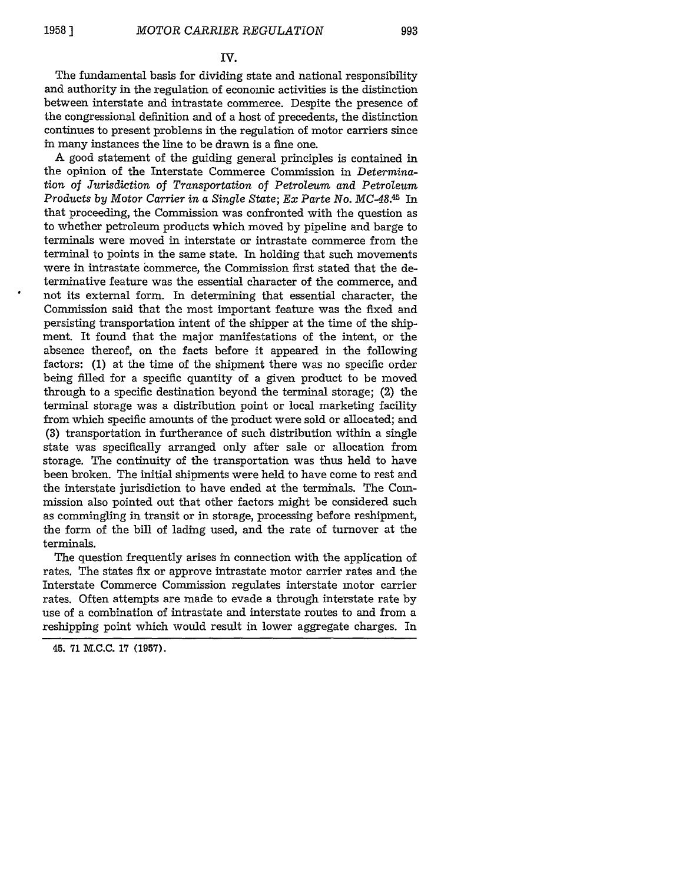## IV.

The fundamental basis for dividing state and national responsibility and authority in the regulation of economic activities is the distinction between interstate and intrastate commerce. Despite the presence of the congressional definition and of a host of precedents, the distinction continues to present problems in the regulation of motor carriers since in many instances the line to be drawn is a fine one.

A good statement of the guiding general principles is contained in the opinion of the Interstate Commerce Commission in *Determination of Jurisdiction of Transportation of Petroleum and Petroleum Products by Motor Carrier in a Single State; Ex Parte No. MC-48*.[45] In that proceeding, the Commission was confronted with the question as to whether petroleum products which moved by pipeline and barge to terminals were moved in interstate or intrastate commerce from the terminal to points in the same state. In holding that such movements were in intrastate commerce, the Commission first stated that the determinative feature was the essential character of the commerce, and not its external form. In determining that essential character, the Commission said that the most important feature was the fixed and persisting transportation intent of the shipper at the time of the shipment. It found that the major manifestations of the intent, or the absence thereof, on the facts before it appeared in the following factors: (1) at the time of the shipment there was no specific order being filled for a specific quantity of a given product to be moved through to a specific destination beyond the terminal storage; (2) the terminal storage was a distribution point or local marketing facility from which specific amounts of the product were sold or allocated; and (3) transportation in furtherance of such distribution within a single state was specifically arranged only after sale or allocation from storage. The continuity of the transportation was thus held to have been broken. The initial shipments were held to have come to rest and the interstate jurisdiction to have ended at the terminals. The Commission also pointed out that other factors might be considered such as commingling in transit or in storage, processing before reshipment, the form of the bill of lading used, and the rate of turnover at the terminals.

The question frequently arises in connection with the application of rates. The states fix or approve intrastate motor carrier rates and the Interstate Commerce Commission regulates interstate motor carrier rates. Often attempts are made to evade a through interstate rate by use of a combination of intrastate and interstate routes to and from a reshipping point which would result in lower aggregate charges. In

---

45. 71 M.C.C. 17 (1957).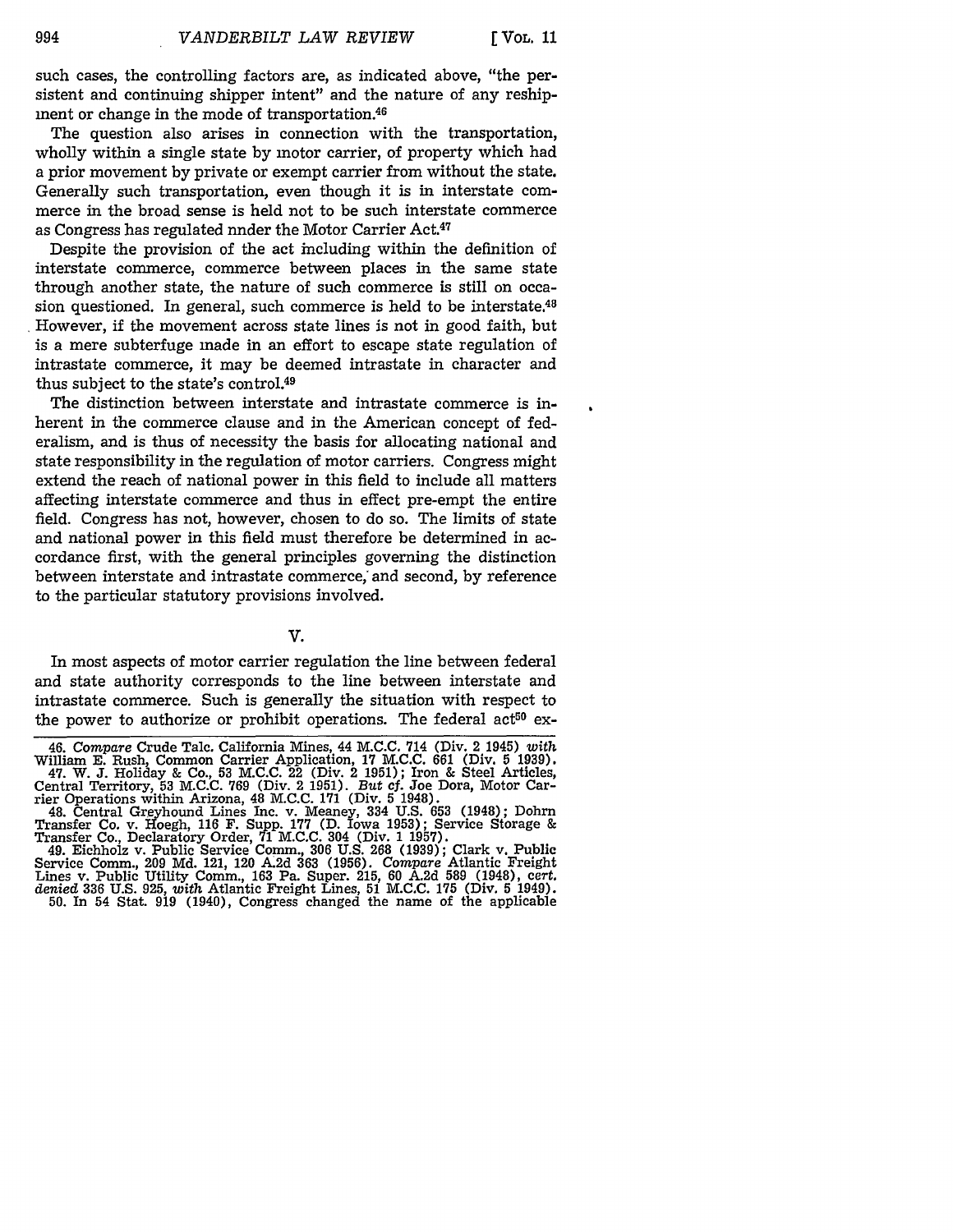such cases, the controlling factors are, as indicated above, "the persistent and continuing shipper intent" and the nature of any reshipment or change in the mode of transportation.[46]

The question also arises in connection with the transportation, wholly within a single state by motor carrier, of property which had a prior movement by private or exempt carrier from without the state. Generally such transportation, even though it is in interstate commerce in the broad sense is held not to be such interstate commerce as Congress has regulated nnder the Motor Carrier Act.[47]

Despite the provision of the act including within the definition of interstate commerce, commerce between places in the same state through another state, the nature of such commerce is still on occasion questioned. In general, such commerce is held to be interstate.[48] However, if the movement across state lines is not in good faith, but is a mere subterfuge made in an effort to escape state regulation of intrastate commerce, it may be deemed intrastate in character and thus subject to the state's control.[49]

The distinction between interstate and intrastate commerce is inherent in the commerce clause and in the American concept of federalism, and is thus of necessity the basis for allocating national and state responsibility in the regulation of motor carriers. Congress might extend the reach of national power in this field to include all matters affecting interstate commerce and thus in effect pre-empt the entire field. Congress has not, however, chosen to do so. The limits of state and national power in this field must therefore be determined in accordance first, with the general principles governing the distinction between interstate and intrastate commerce, and second, by reference to the particular statutory provisions involved.

## V.

In most aspects of motor carrier regulation the line between federal and state authority corresponds to the line between interstate and intrastate commerce. Such is generally the situation with respect to the power to authorize or prohibit operations. The federal act[50] ex-

---

46. *Compare* Crude Talc. California Mines, 44 M.C.C. 714 (Div. 2 1945) *with* William E. Rush, Common Carrier Application, 17 M.C.C. 661 (Div. 5 1939).

47. W. J. Holiday & Co., 53 M.C.C. 22 (Div. 2 1951); Iron & Steel Articles, Central Territory, 53 M.C.C. 769 (Div. 2 1951). *But cf.* Joe Dora, Motor Carrier Operations within Arizona, 48 M.C.C. 171 (Div. 5 1948).

48. Central Greyhound Lines Inc. v. Meaney, 334 U.S. 653 (1948); Dohrn Transfer Co. v. Hoegh, 116 F. Supp. 177 (D. Iowa 1953); Service Storage & Transfer Co., Declaratory Order, 71 M.C.C. 304 (Div. 1 1957).

49. Eichholz v. Public Service Comm., 306 U.S. 268 (1939); Clark v. Public Service Comm., 209 Md. 121, 120 A.2d 363 (1956). *Compare* Atlantic Freight Lines v. Public Utility Comm., 163 Pa. Super. 215, 60 A.2d 589 (1948), *cert. denied* 336 U.S. 925, *with* Atlantic Freight Lines, 51 M.C.C. 175 (Div. 5 1949).

50. In 54 Stat. 919 (1940), Congress changed the name of the applicable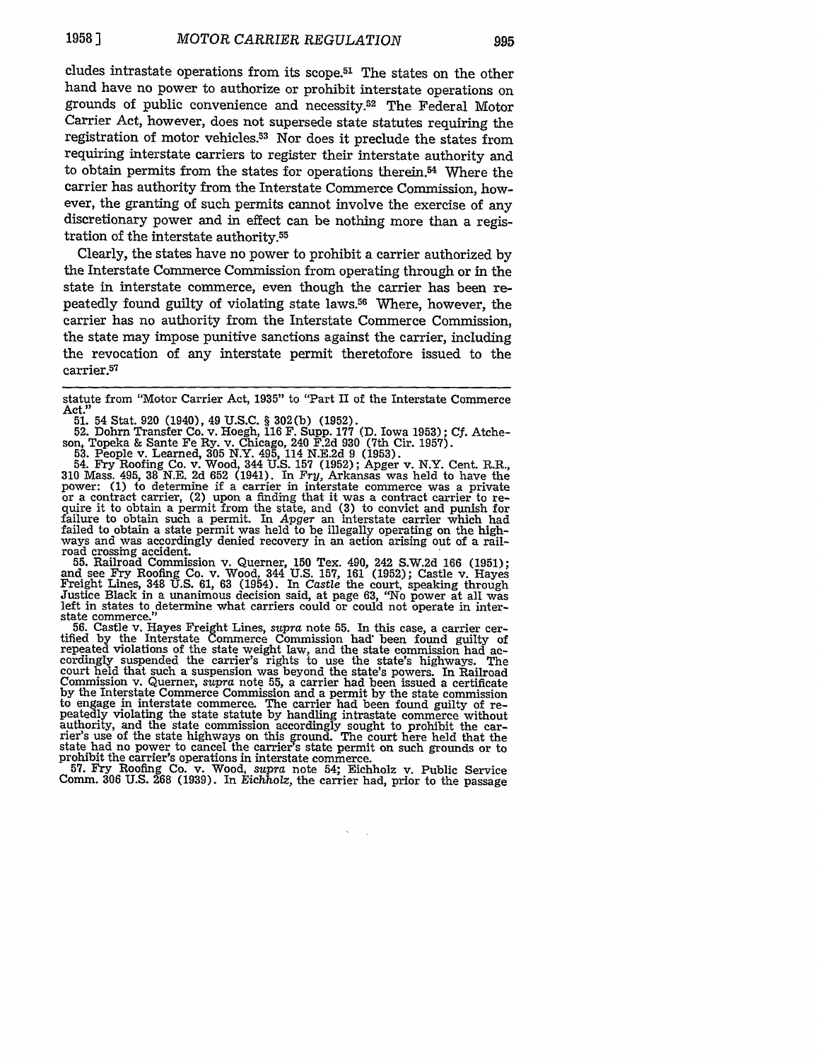cludes intrastate operations from its scope.[51] The states on the other hand have no power to authorize or prohibit interstate operations on grounds of public convenience and necessity.[52] The Federal Motor Carrier Act, however, does not supersede state statutes requiring the registration of motor vehicles.[53] Nor does it preclude the states from requiring interstate carriers to register their interstate authority and to obtain permits from the states for operations therein.[54] Where the carrier has authority from the Interstate Commerce Commission, however, the granting of such permits cannot involve the exercise of any discretionary power and in effect can be nothing more than a registration of the interstate authority.[55]

Clearly, the states have no power to prohibit a carrier authorized by the Interstate Commerce Commission from operating through or in the state in interstate commerce, even though the carrier has been repeatedly found guilty of violating state laws.[56] Where, however, the carrier has no authority from the Interstate Commerce Commission, the state may impose punitive sanctions against the carrier, including the revocation of any interstate permit theretofore issued to the carrier.[57]

---

statute from "Motor Carrier Act, 1935" to "Part II of the Interstate Commerce Act."

51. 54 Stat. 920 (1940), 49 U.S.C. § 302(b) (1952).

52. Dohrn Transfer Co. v. Hoegh, 116 F. Supp. 177 (D. Iowa 1953); *Cf.* Atcheson, Topeka & Sante Fe Ry. v. Chicago, 240 F.2d 930 (7th Cir. 1957).

53. People v. Learned, 305 N.Y. 495, 114 N.E.2d 9 (1953).

54. Fry Roofing Co. v. Wood, 344 U.S. 157 (1952); Apger v. N.Y. Cent. R.R., 310 Mass. 495, 38 N.E. 2d 652 (1941). In *Fry*, Arkansas was held to have the power: (1) to determine if a carrier in interstate commerce was a private or a contract carrier, (2) upon a finding that it was a contract carrier to require it to obtain a permit from the state, and (3) to convict and punish for failure to obtain such a permit. In *Apger* an interstate carrier which had failed to obtain a state permit was held to be illegally operating on the highways and was accordingly denied recovery in an action arising out of a railroad crossing accident.

55. Railroad Commission v. Querner, 150 Tex. 490, 242 S.W.2d 166 (1951); and see Fry Roofing Co. v. Wood, 344 U.S. 157, 161 (1952); Castle v. Hayes Freight Lines, 348 U.S. 61, 63 (1954). In *Castle* the court, speaking through Justice Black in a unanimous decision said, at page 63, "No power at all was left in states to determine what carriers could or could not operate in interstate commerce."

56. Castle v. Hayes Freight Lines, *supra* note 55. In this case, a carrier certified by the Interstate Commerce Commission had been found guilty of repeated violations of the state weight law, and the state commission had accordingly suspended the carrier's rights to use the state's highways. The court held that such a suspension was beyond the state's powers. In Railroad Commission v. Querner, *supra* note 55, a carrier had been issued a certificate by the Interstate Commerce Commission and a permit by the state commission to engage in interstate commerce. The carrier had been found guilty of repeatedly violating the state statute by handling intrastate commerce without authority, and the state commission accordingly sought to prohibit the carrier's use of the state highways on this ground. The court here held that the state had no power to cancel the carrier's state permit on such grounds or to prohibit the carrier's operations in interstate commerce.

57. Fry Roofing Co. v. Wood, *supra* note 54; Eichholz v. Public Service Comm. 306 U.S. 268 (1939). In *Eichholz*, the carrier had, prior to the passage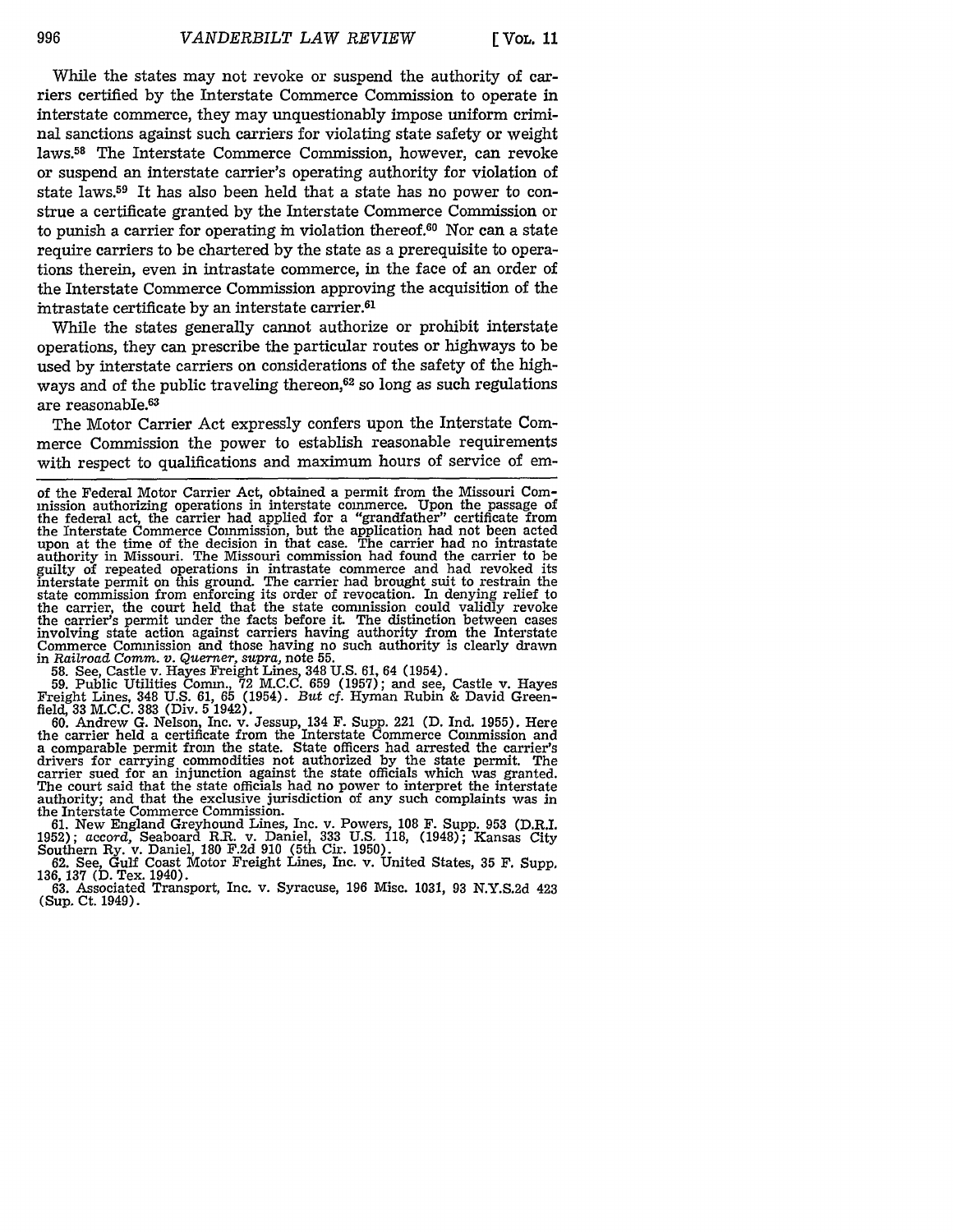While the states may not revoke or suspend the authority of carriers certified by the Interstate Commerce Commission to operate in interstate commerce, they may unquestionably impose uniform criminal sanctions against such carriers for violating state safety or weight laws.[58] The Interstate Commerce Commission, however, can revoke or suspend an interstate carrier's operating authority for violation of state laws.[59] It has also been held that a state has no power to construe a certificate granted by the Interstate Commerce Commission or to punish a carrier for operating in violation thereof.[60] Nor can a state require carriers to be chartered by the state as a prerequisite to operations therein, even in intrastate commerce, in the face of an order of the Interstate Commerce Commission approving the acquisition of the intrastate certificate by an interstate carrier.[61]

While the states generally cannot authorize or prohibit interstate operations, they can prescribe the particular routes or highways to be used by interstate carriers on considerations of the safety of the highways and of the public traveling thereon,[62] so long as such regulations are reasonable.[63]

The Motor Carrier Act expressly confers upon the Interstate Commerce Commission the power to establish reasonable requirements with respect to qualifications and maximum hours of service of em-

---

of the Federal Motor Carrier Act, obtained a permit from the Missouri Commission authorizing operations in interstate commerce. Upon the passage of the federal act, the carrier had applied for a "grandfather" certificate from the Interstate Commerce Commission, but the application had not been acted upon at the time of the decision in that case. The carrier had no intrastate authority in Missouri. The Missouri commission had found the carrier to be guilty of repeated operations in intrastate commerce and had revoked its interstate permit on this ground. The carrier had brought suit to restrain the state commission from enforcing its order of revocation. In denying relief to the carrier, the court held that the state commission could validly revoke the carrier's permit under the facts before it. The distinction between cases involving state action against carriers having authority from the Interstate Commerce Commission and those having no such authority is clearly drawn in *Railroad Comm. v. Querner*, *supra*, note 55.

58. See, Castle v. Hayes Freight Lines, 348 U.S. 61, 64 (1954).

59. Public Utilities Comm., 72 M.C.C. 659 (1957); and see, Castle v. Hayes Freight Lines, 348 U.S. 61, 65 (1954). *But cf.* Hyman Rubin & David Greenfield, 33 M.C.C. 383 (Div. 5 1942).

60. Andrew G. Nelson, Inc. v. Jessup, 134 F. Supp. 221 (D. Ind. 1955). Here the carrier held a certificate from the Interstate Commerce Commission and a comparable permit from the state. State officers had arrested the carrier's drivers for carrying commodities not authorized by the state permit. The carrier sued for an injunction against the state officials which was granted. The court said that the state officials had no power to interpret the interstate authority; and that the exclusive jurisdiction of any such complaints was in the Interstate Commerce Commission.

61. New England Greyhound Lines, Inc. v. Powers, 108 F. Supp. 953 (D.R.I. 1952); *accord*, Seaboard R.R. v. Daniel, 333 U.S. 118, (1948); Kansas City Southern Ry. v. Daniel, 180 F.2d 910 (5th Cir. 1950).

62. See, Gulf Coast Motor Freight Lines, Inc. v. United States, 35 F. Supp. 136, 137 (D. Tex. 1940).

63. Associated Transport, Inc. v. Syracuse, 196 Misc. 1031, 93 N.Y.S.2d 423 (Sup. Ct. 1949).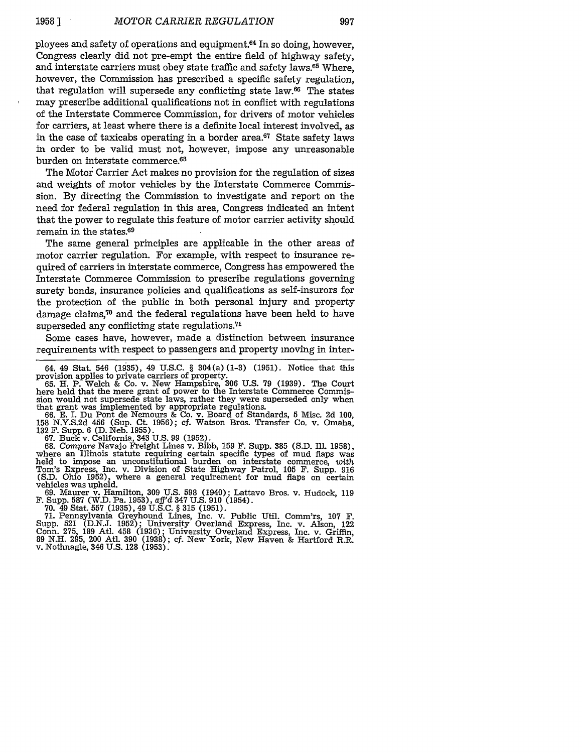ployees and safety of operations and equipment.[64] In so doing, however, Congress clearly did not pre-empt the entire field of highway safety, and interstate carriers must obey state traffic and safety laws.[65] Where, however, the Commission has prescribed a specific safety regulation, that regulation will supersede any conflicting state law.[66] The states may prescribe additional qualifications not in conflict with regulations of the Interstate Commerce Commission, for drivers of motor vehicles for carriers, at least where there is a definite local interest involved, as in the case of taxicabs operating in a border area.[67] State safety laws in order to be valid must not, however, impose any unreasonable burden on interstate commerce.[68]

The Motor Carrier Act makes no provision for the regulation of sizes and weights of motor vehicles by the Interstate Commerce Commission. By directing the Commission to investigate and report on the need for federal regulation in this area, Congress indicated an intent that the power to regulate this feature of motor carrier activity should remain in the states.[69]

The same general principles are applicable in the other areas of motor carrier regulation. For example, with respect to insurance required of carriers in interstate commerce, Congress has empowered the Interstate Commerce Commission to prescribe regulations governing surety bonds, insurance policies and qualifications as self-insurors for the protection of the public in both personal injury and property damage claims,[70] and the federal regulations have been held to have superseded any conflicting state regulations.[71]

Some cases have, however, made a distinction between insurance requirements with respect to passengers and property moving in inter-

---

64. 49 Stat. 546 (1935), 49 U.S.C. § 304(a)(1-3) (1951). Notice that this provision applies to private carriers of property.

65. H. P. Welch & Co. v. New Hampshire, 306 U.S. 79 (1939). The Court here held that the mere grant of power to the Interstate Commerce Commission would not supersede state laws, rather they were superseded only when that grant was implemented by appropriate regulations.

66. E. I. Du Pont de Nemours & Co. v. Board of Standards, 5 Misc. 2d 100, 158 N.Y.S.2d 456 (Sup. Ct. 1956); *cf.* Watson Bros. Transfer Co. v. Omaha, 132 F. Supp. 6 (D. Neb. 1955).

67. Buck v. California, 343 U.S. 99 (1952).

68. *Compare* Navajo Freight Lines v. Bibb, 159 F. Supp. 385 (S.D. Ill. 1958), where an Illinois statute requiring certain specific types of mud flaps was held to impose an unconstitutional burden on interstate commerce, *with* Tom's Express, Inc. v. Division of State Highway Patrol, 105 F. Supp. 916 (S.D. Ohio 1952), where a general requirement for mud flaps on certain vehicles was upheld.

69. Maurer v. Hamilton, 309 U.S. 598 (1940); Lattavo Bros. v. Hudock, 119 F. Supp. 587 (W.D. Pa. 1953), *aff'd* 347 U.S. 910 (1954).

70. 49 Stat. 557 (1935), 49 U.S.C. § 315 (1951).

71. Pennsylvania Greyhound Lines, Inc. v. Public Util. Comm'rs, 107 F. Supp. 521 (D.N.J. 1952); University Overland Express, Inc. v. Alson, 122 Conn. 275, 189 Atl. 458 (1936); University Overland Express, Inc. v. Griffin, 89 N.H. 295, 200 Atl. 390 (1938); *cf.* New York, New Haven & Hartford R.R. v. Nothnagle, 346 U.S. 128 (1953).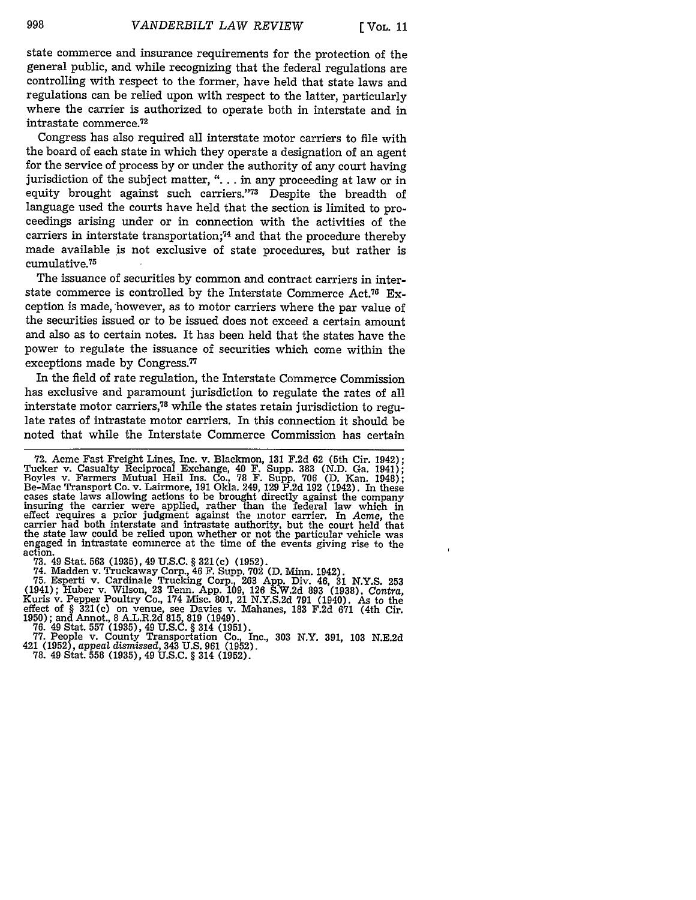state commerce and insurance requirements for the protection of the general public, and while recognizing that the federal regulations are controlling with respect to the former, have held that state laws and regulations can be relied upon with respect to the latter, particularly where the carrier is authorized to operate both in interstate and in intrastate commerce.[72]

Congress has also required all interstate motor carriers to file with the board of each state in which they operate a designation of an agent for the service of process by or under the authority of any court having jurisdiction of the subject matter, ". . . in any proceeding at law or in equity brought against such carriers."[73] Despite the breadth of language used the courts have held that the section is limited to proceedings arising under or in connection with the activities of the carriers in interstate transportation;[74] and that the procedure thereby made available is not exclusive of state procedures, but rather is cumulative.[75]

The issuance of securities by common and contract carriers in interstate commerce is controlled by the Interstate Commerce Act.[76] Exception is made, however, as to motor carriers where the par value of the securities issued or to be issued does not exceed a certain amount and also as to certain notes. It has been held that the states have the power to regulate the issuance of securities which come within the exceptions made by Congress.[77]

In the field of rate regulation, the Interstate Commerce Commission has exclusive and paramount jurisdiction to regulate the rates of all interstate motor carriers,[78] while the states retain jurisdiction to regulate rates of intrastate motor carriers. In this connection it should be noted that while the Interstate Commerce Commission has certain

---

72. Acme Fast Freight Lines, Inc. v. Blackmon, 131 F.2d 62 (5th Cir. 1942); Tucker v. Casualty Reciprocal Exchange, 40 F. Supp. 383 (N.D. Ga. 1941); Boyles v. Farmers Mutual Hail Ins. Co., 78 F. Supp. 706 (D. Kan. 1948); Be-Mac Transport Co. v. Lairmore, 191 Okla. 249, 129 P.2d 192 (1942). In these cases state laws allowing actions to be brought directly against the company insuring the carrier were applied, rather than the federal law which in effect requires a prior judgment against the motor carrier. In *Acme*, the carrier had both interstate and intrastate authority, but the court held that the state law could be relied upon whether or not the particular vehicle was engaged in intrastate commerce at the time of the events giving rise to the action.

73. 49 Stat. 563 (1935), 49 U.S.C. § 321(c) (1952).

74. Madden v. Truckaway Corp., 46 F. Supp. 702 (D. Minn. 1942).

75. Esperti v. Cardinale Trucking Corp., 263 App. Div. 46, 31 N.Y.S. 253 (1941); Huber v. Wilson, 23 Tenn. App. 109, 126 S.W.2d 893 (1938). *Contra*, Kuris v. Pepper Poultry Co., 174 Misc. 801, 21 N.Y.S.2d 791 (1940). As to the effect of § 321(c) on venue, see Davies v. Mahanes, 183 F.2d 671 (4th Cir. 1950); and Annot., 8 A.L.R.2d 815, 819 (1949).

76. 49 Stat. 557 (1935), 49 U.S.C. § 314 (1951).

77. People v. County Transportation Co., Inc., 303 N.Y. 391, 103 N.E.2d 421 (1952), *appeal dismissed*, 343 U.S. 961 (1952).

78. 49 Stat. 558 (1935), 49 U.S.C. § 314 (1952).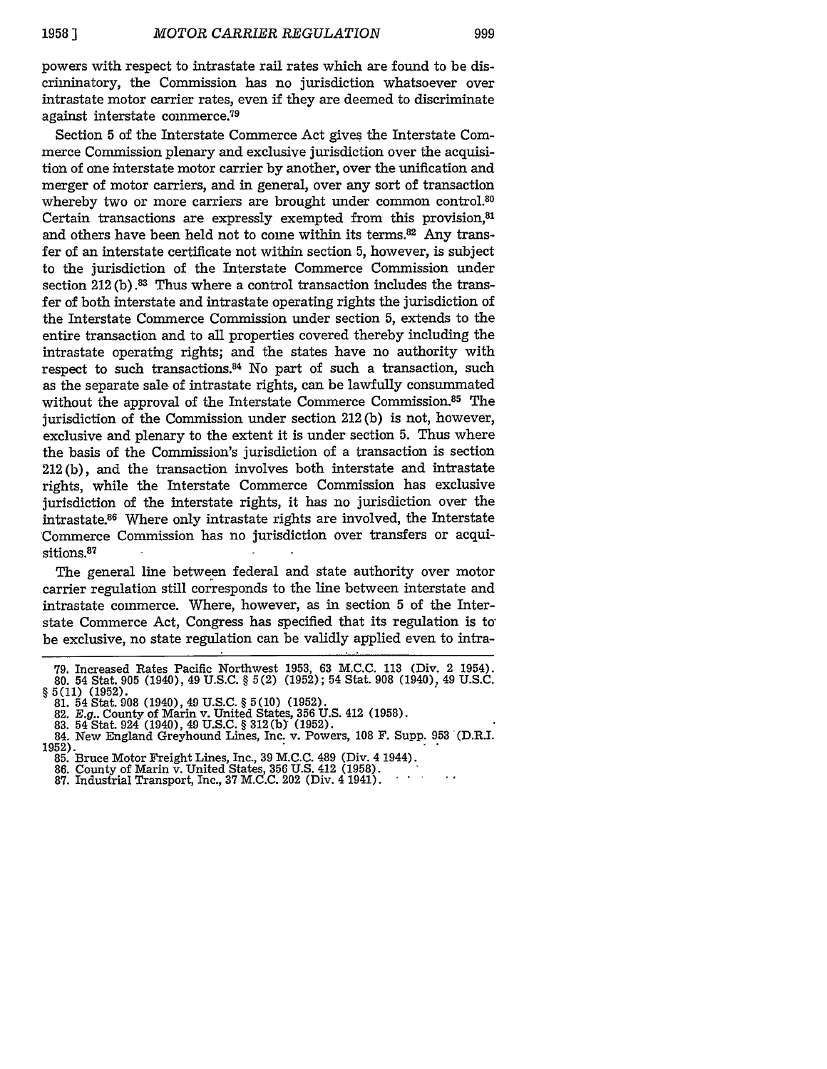powers with respect to intrastate rail rates which are found to be discriminatory, the Commission has no jurisdiction whatsoever over intrastate motor carrier rates, even if they are deemed to discriminate against interstate commerce.[79]

Section 5 of the Interstate Commerce Act gives the Interstate Commerce Commission plenary and exclusive jurisdiction over the acquisition of one interstate motor carrier by another, over the unification and merger of motor carriers, and in general, over any sort of transaction whereby two or more carriers are brought under common control.[80] Certain transactions are expressly exempted from this provision,[81] and others have been held not to come within its terms.[82] Any transfer of an interstate certificate not within section 5, however, is subject to the jurisdiction of the Interstate Commerce Commission under section 212(b).[83] Thus where a control transaction includes the transfer of both interstate and intrastate operating rights the jurisdiction of the Interstate Commerce Commission under section 5, extends to the entire transaction and to all properties covered thereby including the intrastate operating rights; and the states have no authority with respect to such transactions.[84] No part of such a transaction, such as the separate sale of intrastate rights, can be lawfully consummated without the approval of the Interstate Commerce Commission.[85] The jurisdiction of the Commission under section 212(b) is not, however, exclusive and plenary to the extent it is under section 5. Thus where the basis of the Commission's jurisdiction of a transaction is section 212(b), and the transaction involves both interstate and intrastate rights, while the Interstate Commerce Commission has exclusive jurisdiction of the interstate rights, it has no jurisdiction over the intrastate.[86] Where only intrastate rights are involved, the Interstate Commerce Commission has no jurisdiction over transfers or acquisitions.[87]

The general line between federal and state authority over motor carrier regulation still corresponds to the line between interstate and intrastate commerce. Where, however, as in section 5 of the Interstate Commerce Act, Congress has specified that its regulation is to be exclusive, no state regulation can be validly applied even to intra-

---

79. Increased Rates Pacific Northwest 1953, 63 M.C.C. 113 (Div. 2 1954).

80. 54 Stat. 905 (1940), 49 U.S.C. § 5(2) (1952); 54 Stat. 908 (1940), 49 U.S.C. § 5(11) (1952).

81. 54 Stat. 908 (1940), 49 U.S.C. § 5(10) (1952).

82. *E.g.*, County of Marin v. United States, 356 U.S. 412 (1958).

83. 54 Stat. 924 (1940), 49 U.S.C. § 312(b) (1952).

84. New England Greyhound Lines, Inc. v. Powers, 108 F. Supp. 953 (D.R.I. 1952).

85. Bruce Motor Freight Lines, Inc., 39 M.C.C. 489 (Div. 4 1944).

86. County of Marin v. United States, 356 U.S. 412 (1958).

87. Industrial Transport, Inc., 37 M.C.C. 202 (Div. 4 1941).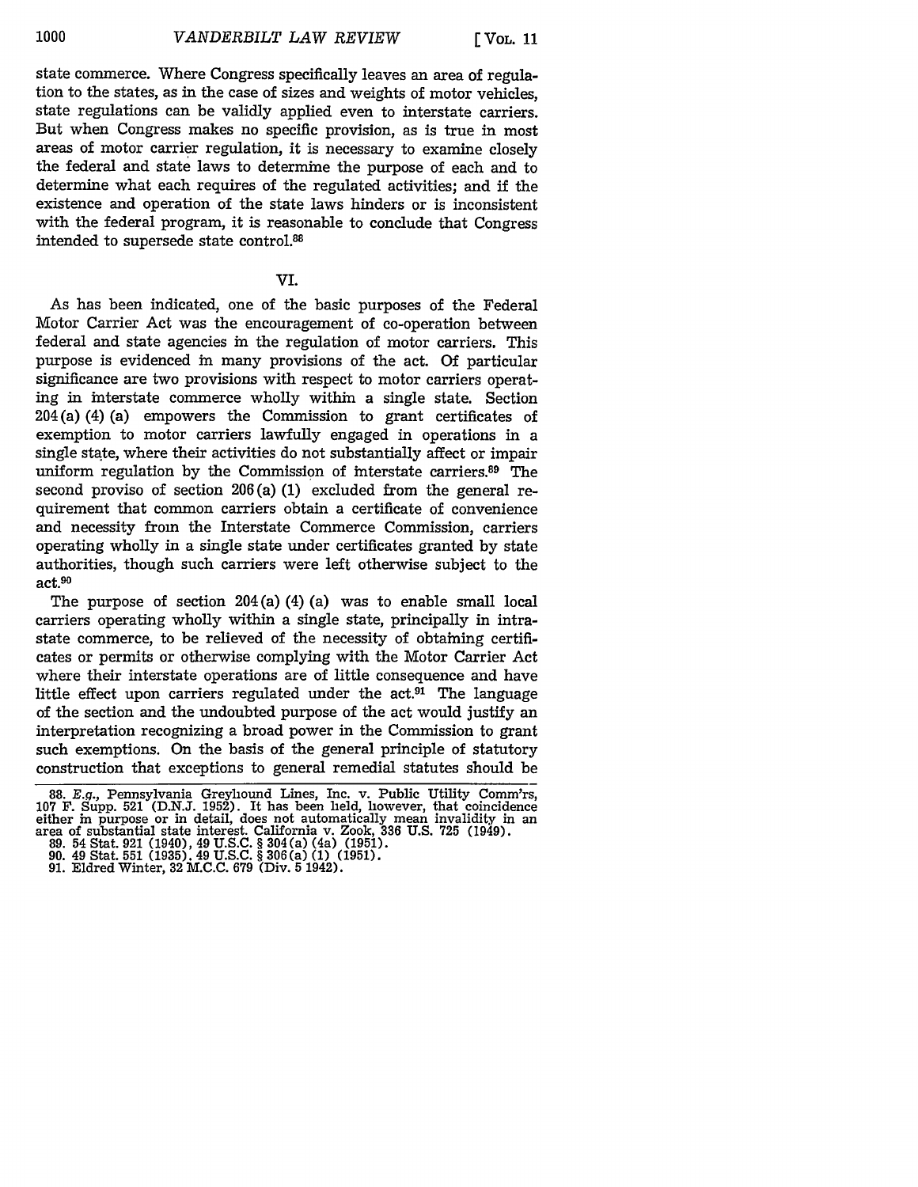state commerce. Where Congress specifically leaves an area of regulation to the states, as in the case of sizes and weights of motor vehicles, state regulations can be validly applied even to interstate carriers. But when Congress makes no specific provision, as is true in most areas of motor carrier regulation, it is necessary to examine closely the federal and state laws to determine the purpose of each and to determine what each requires of the regulated activities; and if the existence and operation of the state laws hinders or is inconsistent with the federal program, it is reasonable to conclude that Congress intended to supersede state control.[88]

## VI.

As has been indicated, one of the basic purposes of the Federal Motor Carrier Act was the encouragement of co-operation between federal and state agencies in the regulation of motor carriers. This purpose is evidenced in many provisions of the act. Of particular significance are two provisions with respect to motor carriers operating in interstate commerce wholly within a single state. Section 204(a) (4) (a) empowers the Commission to grant certificates of exemption to motor carriers lawfully engaged in operations in a single state, where their activities do not substantially affect or impair uniform regulation by the Commission of interstate carriers.[89] The second proviso of section 206(a) (1) excluded from the general requirement that common carriers obtain a certificate of convenience and necessity from the Interstate Commerce Commission, carriers operating wholly in a single state under certificates granted by state authorities, though such carriers were left otherwise subject to the act.[90]

The purpose of section 204(a) (4) (a) was to enable small local carriers operating wholly within a single state, principally in intrastate commerce, to be relieved of the necessity of obtaining certificates or permits or otherwise complying with the Motor Carrier Act where their interstate operations are of little consequence and have little effect upon carriers regulated under the act.[91] The language of the section and the undoubted purpose of the act would justify an interpretation recognizing a broad power in the Commission to grant such exemptions. On the basis of the general principle of statutory construction that exceptions to general remedial statutes should be

---

88. *E.g.*, Pennsylvania Greyhound Lines, Inc. v. Public Utility Comm'rs, 107 F. Supp. 521 (D.N.J. 1952). It has been held, however, that coincidence either in purpose or in detail, does not automatically mean invalidity in an area of substantial state interest. California v. Zook, 336 U.S. 725 (1949).

89. 54 Stat. 921 (1940), 49 U.S.C. § 304(a) (4a) (1951).

90. 49 Stat. 551 (1935), 49 U.S.C. § 306(a) (1) (1951).

91. Eldred Winter, 32 M.C.C. 679 (Div. 5 1942).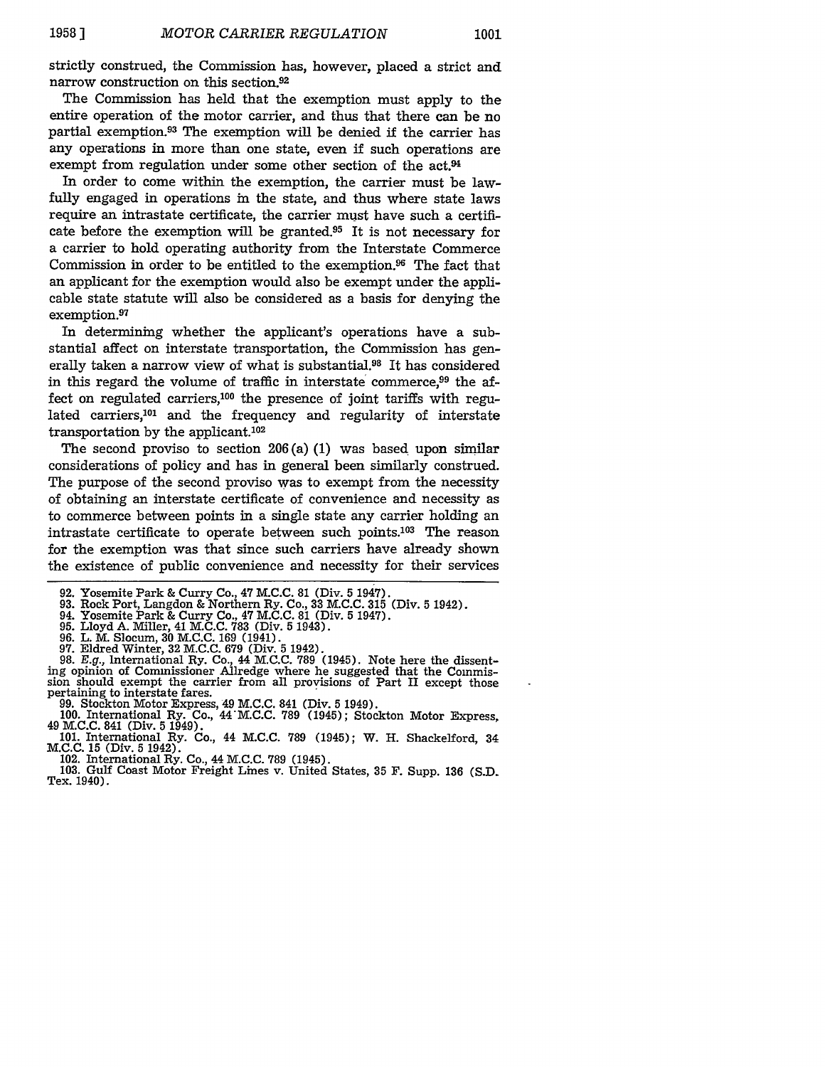strictly construed, the Commission has, however, placed a strict and narrow construction on this section.[92]

The Commission has held that the exemption must apply to the entire operation of the motor carrier, and thus that there can be no partial exemption.[93] The exemption will be denied if the carrier has any operations in more than one state, even if such operations are exempt from regulation under some other section of the act.[94]

In order to come within the exemption, the carrier must be lawfully engaged in operations in the state, and thus where state laws require an intrastate certificate, the carrier must have such a certificate before the exemption will be granted.[95] It is not necessary for a carrier to hold operating authority from the Interstate Commerce Commission in order to be entitled to the exemption.[96] The fact that an applicant for the exemption would also be exempt under the applicable state statute will also be considered as a basis for denying the exemption.[97]

In determining whether the applicant's operations have a substantial affect on interstate transportation, the Commission has generally taken a narrow view of what is substantial.[98] It has considered in this regard the volume of traffic in interstate commerce,[99] the affect on regulated carriers,[100] the presence of joint tariffs with regulated carriers,[101] and the frequency and regularity of interstate transportation by the applicant.[102]

The second proviso to section 206(a)(1) was based upon similar considerations of policy and has in general been similarly construed. The purpose of the second proviso was to exempt from the necessity of obtaining an interstate certificate of convenience and necessity as to commerce between points in a single state any carrier holding an intrastate certificate to operate between such points.[103] The reason for the exemption was that since such carriers have already shown the existence of public convenience and necessity for their services

---

92. Yosemite Park & Curry Co., 47 M.C.C. 81 (Div. 5 1947).

93. Rock Port, Langdon & Northern Ry. Co., 33 M.C.C. 315 (Div. 5 1942).

94. Yosemite Park & Curry Co., 47 M.C.C. 81 (Div. 5 1947).

95. Lloyd A. Miller, 41 M.C.C. 783 (Div. 5 1943).

96. L. M. Slocum, 30 M.C.C. 169 (1941).

97. Eldred Winter, 32 M.C.C. 679 (Div. 5 1942).

98. *E.g.*, International Ry. Co., 44 M.C.C. 789 (1945). Note here the dissenting opinion of Commissioner Allredge where he suggested that the Commission should exempt the carrier from all provisions of Part II except those pertaining to interstate fares.

99. Stockton Motor Express, 49 M.C.C. 841 (Div. 5 1949).

100. International Ry. Co., 44 M.C.C. 789 (1945); Stockton Motor Express, 49 M.C.C. 841 (Div. 5 1949).

101. International Ry. Co., 44 M.C.C. 789 (1945); W. H. Shackelford, 34 M.C.C. 15 (Div. 5 1942).

102. International Ry. Co., 44 M.C.C. 789 (1945).

103. Gulf Coast Motor Freight Lines v. United States, 35 F. Supp. 136 (S.D. Tex. 1940).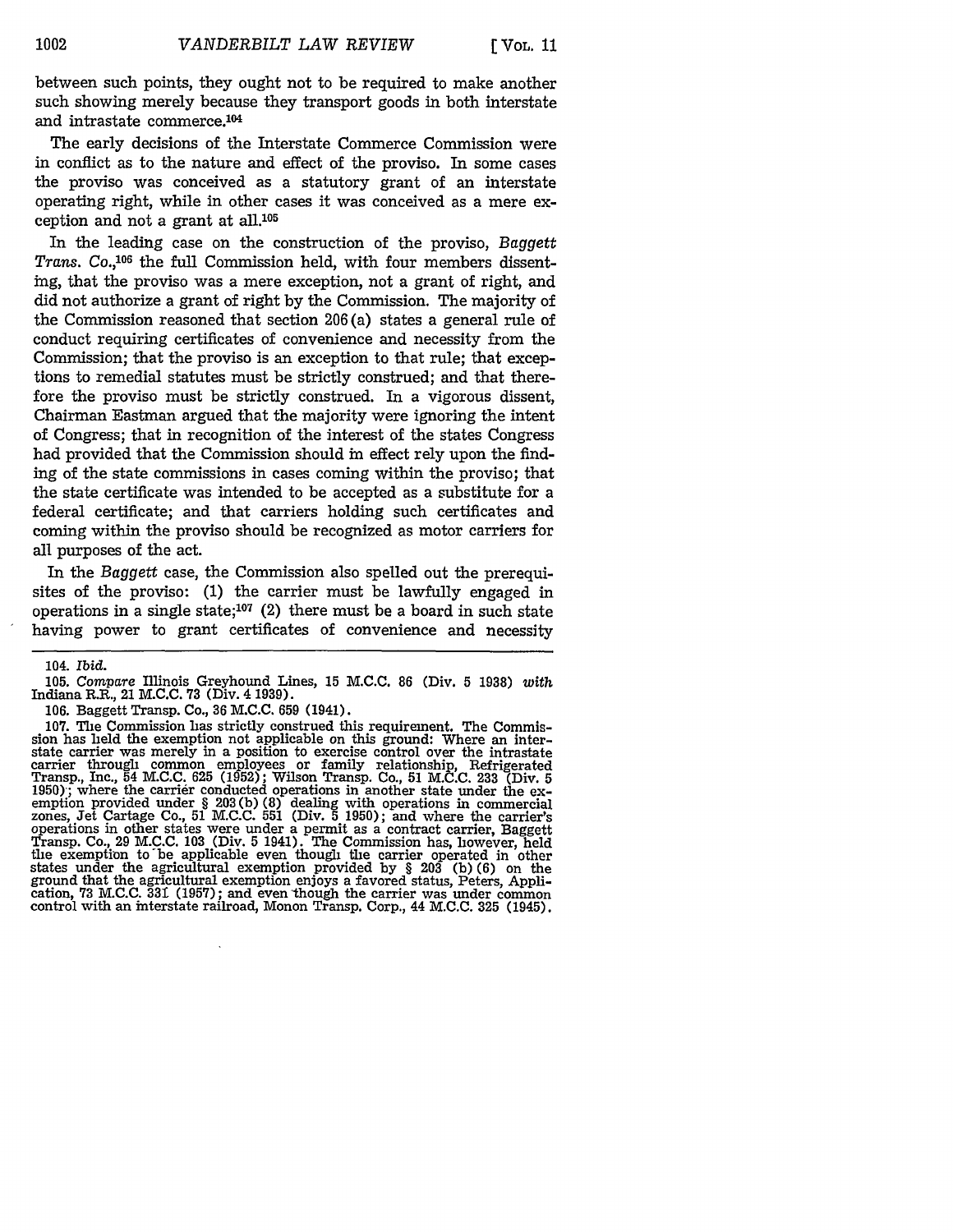between such points, they ought not to be required to make another such showing merely because they transport goods in both interstate and intrastate commerce.[104]

The early decisions of the Interstate Commerce Commission were in conflict as to the nature and effect of the proviso. In some cases the proviso was conceived as a statutory grant of an interstate operating right, while in other cases it was conceived as a mere exception and not a grant at all.[105]

In the leading case on the construction of the proviso, *Baggett Trans. Co.*,[106] the full Commission held, with four members dissenting, that the proviso was a mere exception, not a grant of right, and did not authorize a grant of right by the Commission. The majority of the Commission reasoned that section 206(a) states a general rule of conduct requiring certificates of convenience and necessity from the Commission; that the proviso is an exception to that rule; that exceptions to remedial statutes must be strictly construed; and that therefore the proviso must be strictly construed. In a vigorous dissent, Chairman Eastman argued that the majority were ignoring the intent of Congress; that in recognition of the interest of the states Congress had provided that the Commission should in effect rely upon the finding of the state commissions in cases coming within the proviso; that the state certificate was intended to be accepted as a substitute for a federal certificate; and that carriers holding such certificates and coming within the proviso should be recognized as motor carriers for all purposes of the act.

In the *Baggett* case, the Commission also spelled out the prerequisites of the proviso: (1) the carrier must be lawfully engaged in operations in a single state;[107] (2) there must be a board in such state having power to grant certificates of convenience and necessity

---

104. *Ibid.*

105. *Compare* Illinois Greyhound Lines, 15 M.C.C. 86 (Div. 5 1938) *with* Indiana R.R., 21 M.C.C. 73 (Div. 4 1939).

106. Baggett Transp. Co., 36 M.C.C. 659 (1941).

107. The Commission has strictly construed this requirement. The Commission has held the exemption not applicable on this ground: Where an interstate carrier was merely in a position to exercise control over the intrastate carrier through common employees or family relationship, Refrigerated Transp., Inc., 54 M.C.C. 625 (1952); Wilson Transp. Co., 51 M.C.C. 233 (Div. 5 1950); where the carrier conducted operations in another state under the exemption provided under § 203(b)(8) dealing with operations in commercial zones, Jet Cartage Co., 51 M.C.C. 551 (Div. 5 1950); and where the carrier's operations in other states were under a permit as a contract carrier, Baggett Transp. Co., 29 M.C.C. 103 (Div. 5 1941). The Commission has, however, held the exemption to be applicable even though the carrier operated in other states under the agricultural exemption provided by § 203 (b)(6) on the ground that the agricultural exemption enjoys a favored status, Peters, Application, 73 M.C.C. 331 (1957); and even though the carrier was under common control with an interstate railroad, Monon Transp. Corp., 44 M.C.C. 325 (1945).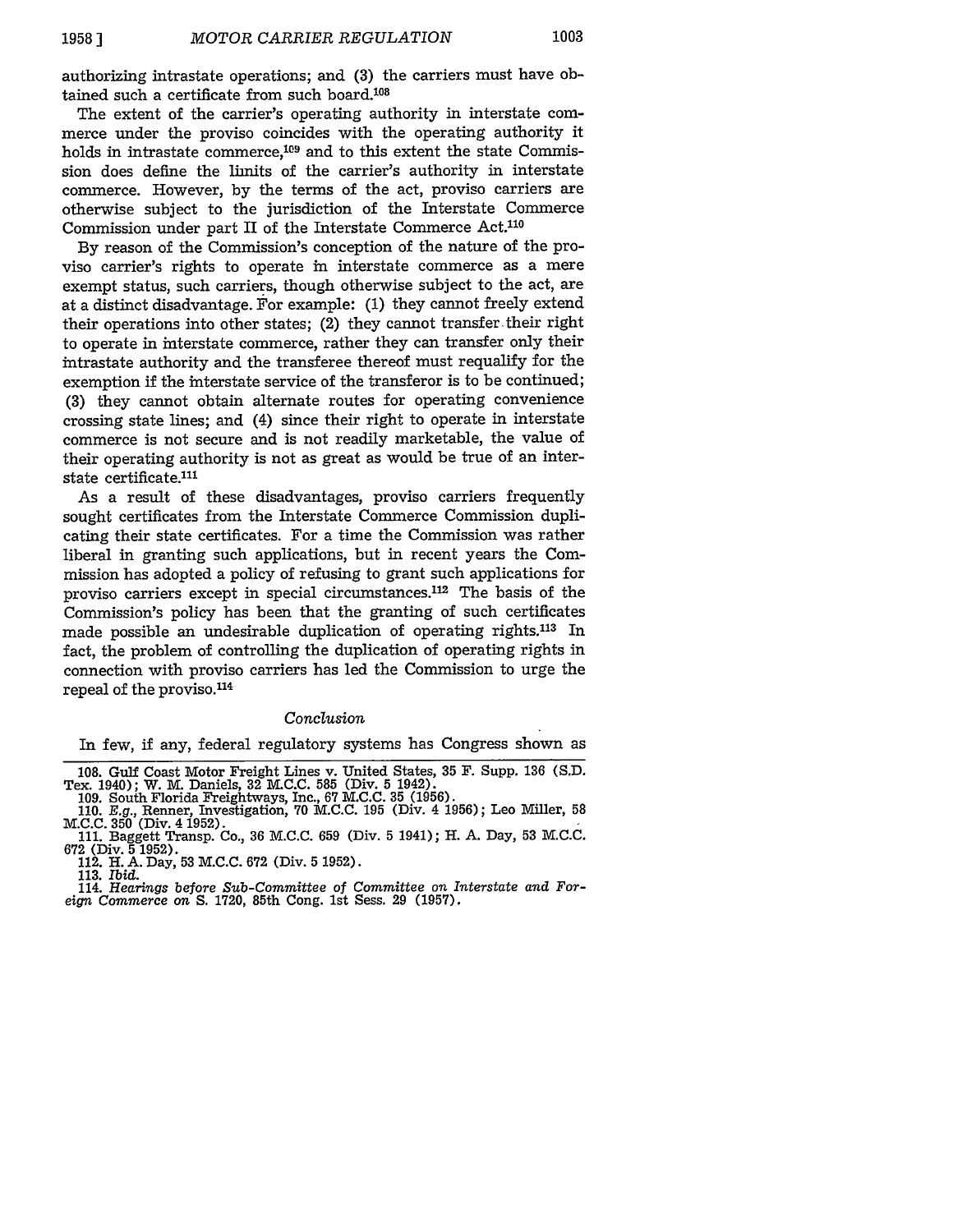authorizing intrastate operations; and (3) the carriers must have obtained such a certificate from such board.[108]

The extent of the carrier's operating authority in interstate commerce under the proviso coincides with the operating authority it holds in intrastate commerce,[109] and to this extent the state Commission does define the limits of the carrier's authority in interstate commerce. However, by the terms of the act, proviso carriers are otherwise subject to the jurisdiction of the Interstate Commerce Commission under part II of the Interstate Commerce Act.[110]

By reason of the Commission's conception of the nature of the proviso carrier's rights to operate in interstate commerce as a mere exempt status, such carriers, though otherwise subject to the act, are at a distinct disadvantage. For example: (1) they cannot freely extend their operations into other states; (2) they cannot transfer their right to operate in interstate commerce, rather they can transfer only their intrastate authority and the transferee thereof must requalify for the exemption if the interstate service of the transferor is to be continued; (3) they cannot obtain alternate routes for operating convenience crossing state lines; and (4) since their right to operate in interstate commerce is not secure and is not readily marketable, the value of their operating authority is not as great as would be true of an interstate certificate.[111]

As a result of these disadvantages, proviso carriers frequently sought certificates from the Interstate Commerce Commission duplicating their state certificates. For a time the Commission was rather liberal in granting such applications, but in recent years the Commission has adopted a policy of refusing to grant such applications for proviso carriers except in special circumstances.[112] The basis of the Commission's policy has been that the granting of such certificates made possible an undesirable duplication of operating rights.[113] In fact, the problem of controlling the duplication of operating rights in connection with proviso carriers has led the Commission to urge the repeal of the proviso.[114]

### *Conclusion*

In few, if any, federal regulatory systems has Congress shown as

---

108. Gulf Coast Motor Freight Lines v. United States, 35 F. Supp. 136 (S.D. Tex. 1940); W. M. Daniels, 32 M.C.C. 585 (Div. 5 1942).

109. South Florida Freightways, Inc., 67 M.C.C. 35 (1956).

110. *E.g.*, Renner, Investigation, 70 M.C.C. 195 (Div. 4 1956); Leo Miller, 58 M.C.C. 350 (Div. 4 1952).

111. Baggett Transp. Co., 36 M.C.C. 659 (Div. 5 1941); H. A. Day, 53 M.C.C. 672 (Div. 5 1952).

112. H. A. Day, 53 M.C.C. 672 (Div. 5 1952).

113. *Ibid.*

114. *Hearings before Sub-Committee of Committee on Interstate and Foreign Commerce on* S. 1720, 85th Cong. 1st Sess. 29 (1957).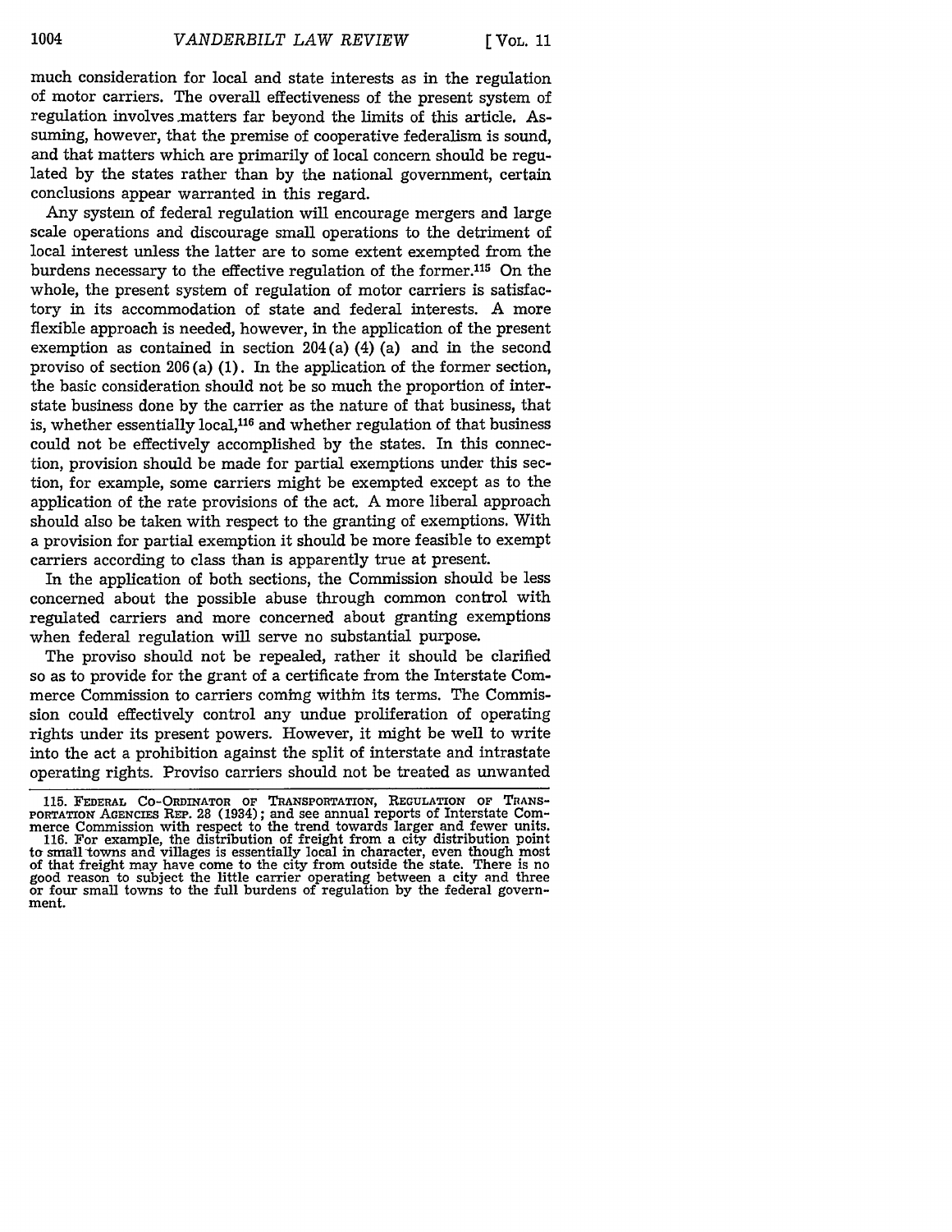much consideration for local and state interests as in the regulation of motor carriers. The overall effectiveness of the present system of regulation involves matters far beyond the limits of this article. Assuming, however, that the premise of cooperative federalism is sound, and that matters which are primarily of local concern should be regulated by the states rather than by the national government, certain conclusions appear warranted in this regard.

Any system of federal regulation will encourage mergers and large scale operations and discourage small operations to the detriment of local interest unless the latter are to some extent exempted from the burdens necessary to the effective regulation of the former.[115] On the whole, the present system of regulation of motor carriers is satisfactory in its accommodation of state and federal interests. A more flexible approach is needed, however, in the application of the present exemption as contained in section 204(a)(4)(a) and in the second proviso of section 206(a)(1). In the application of the former section, the basic consideration should not be so much the proportion of interstate business done by the carrier as the nature of that business, that is, whether essentially local,[116] and whether regulation of that business could not be effectively accomplished by the states. In this connection, provision should be made for partial exemptions under this section, for example, some carriers might be exempted except as to the application of the rate provisions of the act. A more liberal approach should also be taken with respect to the granting of exemptions. With a provision for partial exemption it should be more feasible to exempt carriers according to class than is apparently true at present.

In the application of both sections, the Commission should be less concerned about the possible abuse through common control with regulated carriers and more concerned about granting exemptions when federal regulation will serve no substantial purpose.

The proviso should not be repealed, rather it should be clarified so as to provide for the grant of a certificate from the Interstate Commerce Commission to carriers coming within its terms. The Commission could effectively control any undue proliferation of operating rights under its present powers. However, it might be well to write into the act a prohibition against the split of interstate and intrastate operating rights. Proviso carriers should not be treated as unwanted

115. FEDERAL CO-ORDINATOR OF TRANSPORTATION, REGULATION OF TRANSPORTATION AGENCIES REP. 28 (1934); and see annual reports of Interstate Commerce Commission with respect to the trend towards larger and fewer units.

116. For example, the distribution of freight from a city distribution point to small towns and villages is essentially local in character, even though most of that freight may have come to the city from outside the state. There is no good reason to subject the little carrier operating between a city and three or four small towns to the full burdens of regulation by the federal government.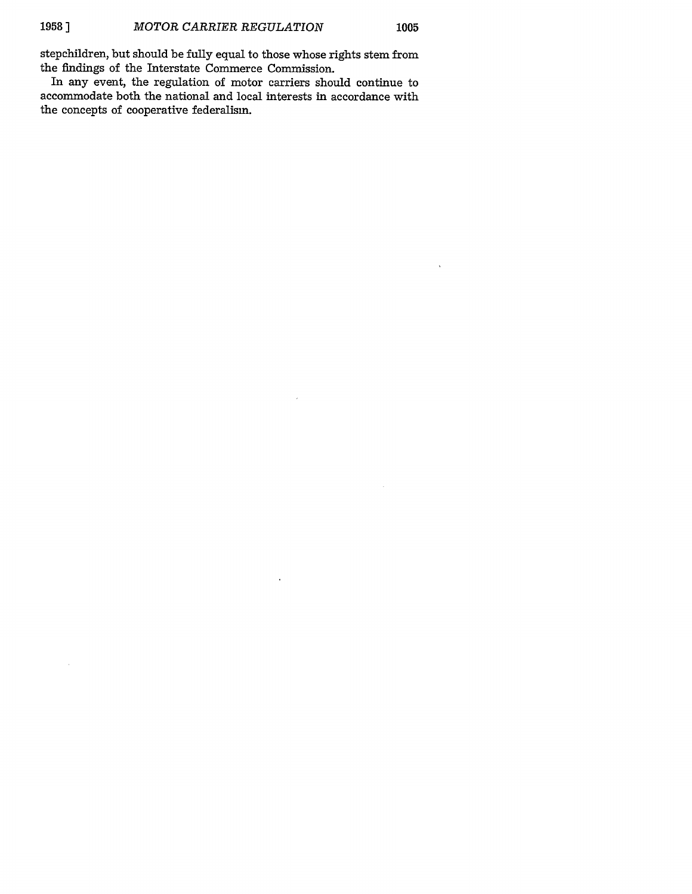stepchildren, but should be fully equal to those whose rights stem from the findings of the Interstate Commerce Commission.

In any event, the regulation of motor carriers should continue to accommodate both the national and local interests in accordance with the concepts of cooperative federalism.